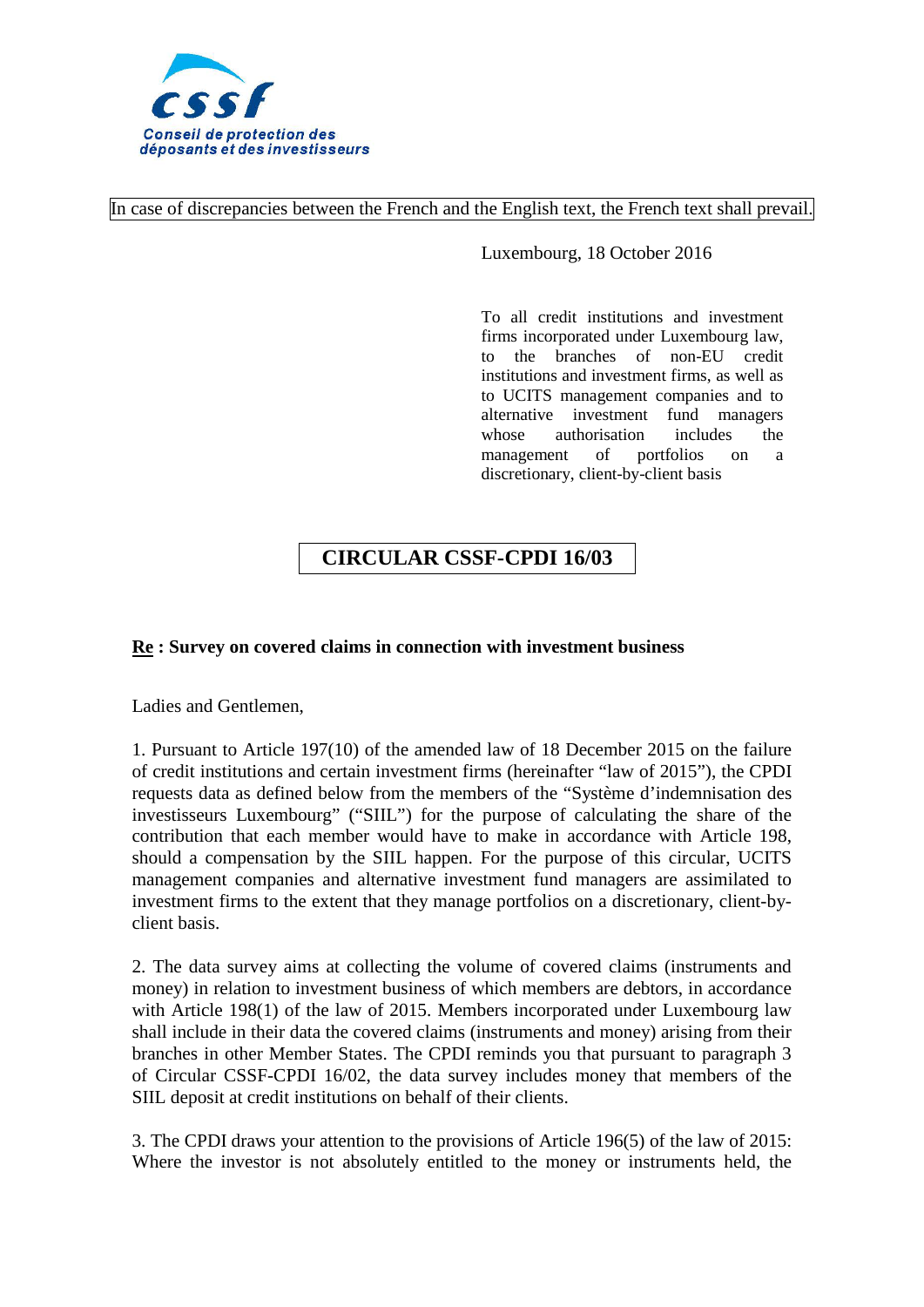cssf

Conseil de protection des déposants et des investisseurs

In case of discrepancies between the French and the English text, the French text shall prevail.

Luxembourg, 18 October 2016

To all credit institutions and investment firms incorporated under Luxembourg law, to the branches of non-EU credit institutions and investment firms, as well as to UCITS management companies and to alternative investment fund managers whose authorisation includes the management of portfolios on a discretionary, client-by-client basis

# CIRCULAR CSSF-CPDI 16/03

**Re : Survey on covered claims in connection with investment business**

Ladies and Gentlemen,

1. Pursuant to Article 197(10) of the amended law of 18 December 2015 on the failure of credit institutions and certain investment firms (hereinafter "law of 2015"), the CPDI requests data as defined below from the members of the "Système d'indemnisation des investisseurs Luxembourg" ("SIIL") for the purpose of calculating the share of the contribution that each member would have to make in accordance with Article 198, should a compensation by the SIIL happen. For the purpose of this circular, UCITS management companies and alternative investment fund managers are assimilated to investment firms to the extent that they manage portfolios on a discretionary, client-by-client basis.

2. The data survey aims at collecting the volume of covered claims (instruments and money) in relation to investment business of which members are debtors, in accordance with Article 198(1) of the law of 2015. Members incorporated under Luxembourg law shall include in their data the covered claims (instruments and money) arising from their branches in other Member States. The CPDI reminds you that pursuant to paragraph 3 of Circular CSSF-CPDI 16/02, the data survey includes money that members of the SIIL deposit at credit institutions on behalf of their clients.

3. The CPDI draws your attention to the provisions of Article 196(5) of the law of 2015: Where the investor is not absolutely entitled to the money or instruments held, the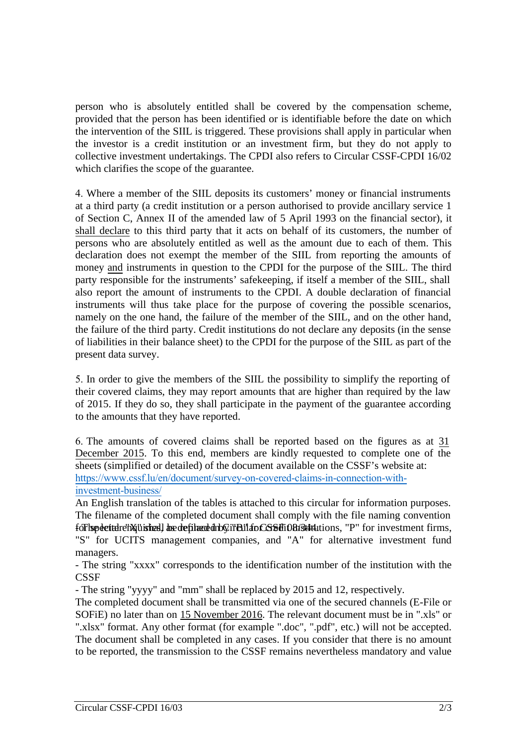person who is absolutely entitled shall be covered by the compensation scheme, provided that the person has been identified or is identifiable before the date on which the intervention of the SIIL is triggered. These provisions shall apply in particular when the investor is a credit institution or an investment firm, but they do not apply to collective investment undertakings. The CPDI also refers to Circular CSSF-CPDI 16/02 which clarifies the scope of the guarantee.

4. Where a member of the SIIL deposits its customers' money or financial instruments at a third party (a credit institution or a person authorised to provide ancillary service 1 of Section C, Annex II of the amended law of 5 April 1993 on the financial sector), it shall declare to this third party that it acts on behalf of its customers, the number of persons who are absolutely entitled as well as the amount due to each of them. This declaration does not exempt the member of the SIIL from reporting the amounts of money and instruments in question to the CPDI for the purpose of the SIIL. The third party responsible for the instruments' safekeeping, if itself a member of the SIIL, shall also report the amount of instruments to the CPDI. A double declaration of financial instruments will thus take place for the purpose of covering the possible scenarios, namely on the one hand, the failure of the member of the SIIL, and on the other hand, the failure of the third party. Credit institutions do not declare any deposits (in the sense of liabilities in their balance sheet) to the CPDI for the purpose of the SIIL as part of the present data survey.

5. In order to give the members of the SIIL the possibility to simplify the reporting of their covered claims, they may report amounts that are higher than required by the law of 2015. If they do so, they shall participate in the payment of the guarantee according to the amounts that they have reported.

6. The amounts of covered claims shall be reported based on the figures as at 31 December 2015. To this end, members are kindly requested to complete one of the sheets (simplified or detailed) of the document available on the CSSF's website at: [https://www.cssf.lu/en/document/survey-on-covered-claims-in-connection-with-investment-business/](https://www.cssf.lu/en/document/survey-on-covered-claims-in-connection-with-investment-business/)

An English translation of the tables is attached to this circular for information purposes. The filename of the completed document shall comply with the file naming convention specified in Circular CSSF 08/344.

- The letter "X" shall be replaced by "B" for credit institutions, "P" for investment firms, "S" for UCITS management companies, and "A" for alternative investment fund managers.
- The string "xxxx" corresponds to the identification number of the institution with the CSSF
- The string "yyyy" and "mm" shall be replaced by 2015 and 12, respectively.

The completed document shall be transmitted via one of the secured channels (E-File or SOFiE) no later than on 15 November 2016. The relevant document must be in ".xls" or ".xlsx" format. Any other format (for example ".doc", ".pdf", etc.) will not be accepted. The document shall be completed in any cases. If you consider that there is no amount to be reported, the transmission to the CSSF remains nevertheless mandatory and value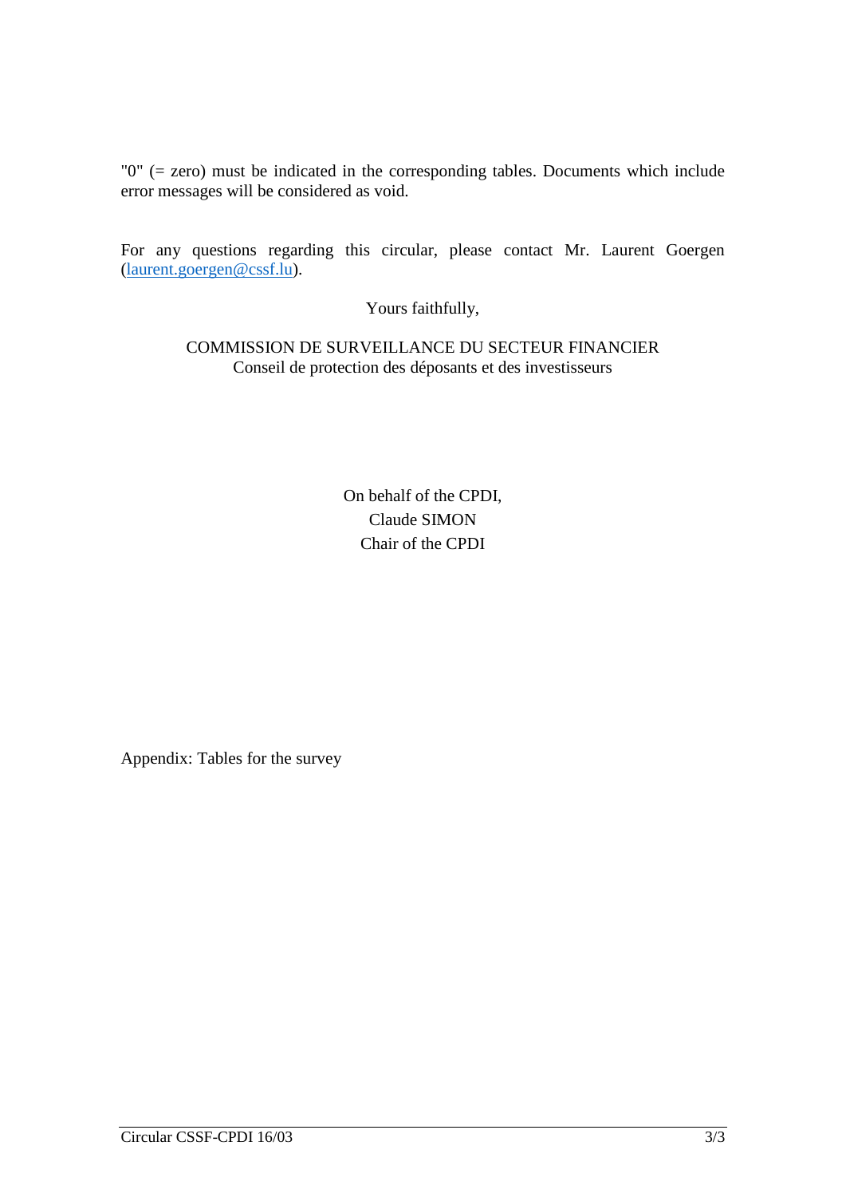"0" (= zero) must be indicated in the corresponding tables. Documents which include error messages will be considered as void.

For any questions regarding this circular, please contact Mr. Laurent Goergen (laurent.goergen@cssf.lu).

Yours faithfully,

COMMISSION DE SURVEILLANCE DU SECTEUR FINANCIER
Conseil de protection des déposants et des investisseurs

On behalf of the CPDI,
Claude SIMON
Chair of the CPDI

Appendix: Tables for the survey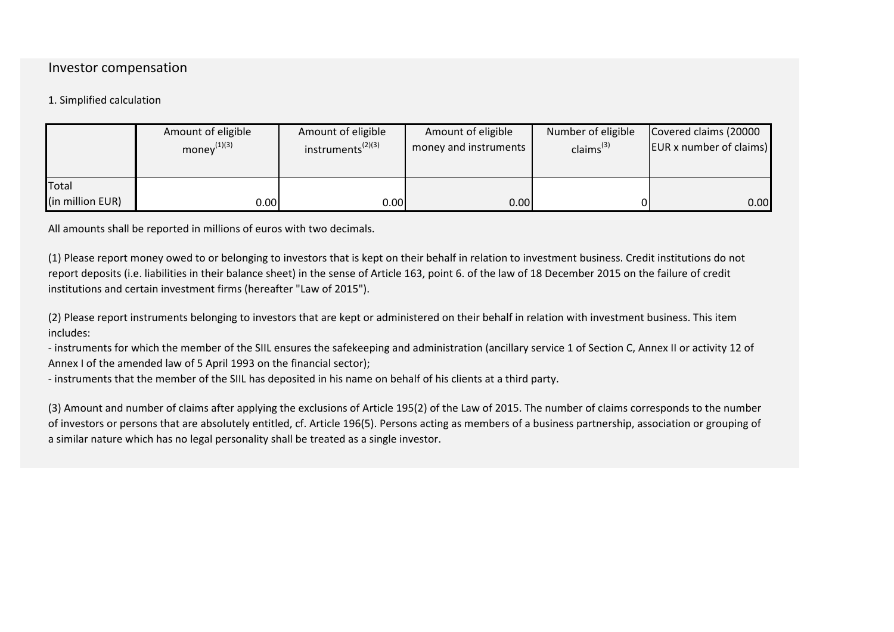## Investor compensation

1. Simplified calculation

| | Amount of eligible money[(1)(3)] | Amount of eligible instruments[(2)(3)] | Amount of eligible money and instruments | Number of eligible claims[(3)] | Covered claims (20000 EUR x number of claims) |
|---|---|---|---|---|---|
| Total (in million EUR) | 0.00 | 0.00 | 0.00 | 0 | 0.00 |

All amounts shall be reported in millions of euros with two decimals.

(1) Please report money owed to or belonging to investors that is kept on their behalf in relation to investment business. Credit institutions do not report deposits (i.e. liabilities in their balance sheet) in the sense of Article 163, point 6. of the law of 18 December 2015 on the failure of credit institutions and certain investment firms (hereafter "Law of 2015").

(2) Please report instruments belonging to investors that are kept or administered on their behalf in relation with investment business. This item includes:
- instruments for which the member of the SIIL ensures the safekeeping and administration (ancillary service 1 of Section C, Annex II or activity 12 of Annex I of the amended law of 5 April 1993 on the financial sector);
- instruments that the member of the SIIL has deposited in his name on behalf of his clients at a third party.

(3) Amount and number of claims after applying the exclusions of Article 195(2) of the Law of 2015. The number of claims corresponds to the number of investors or persons that are absolutely entitled, cf. Article 196(5). Persons acting as members of a business partnership, association or grouping of a similar nature which has no legal personality shall be treated as a single investor.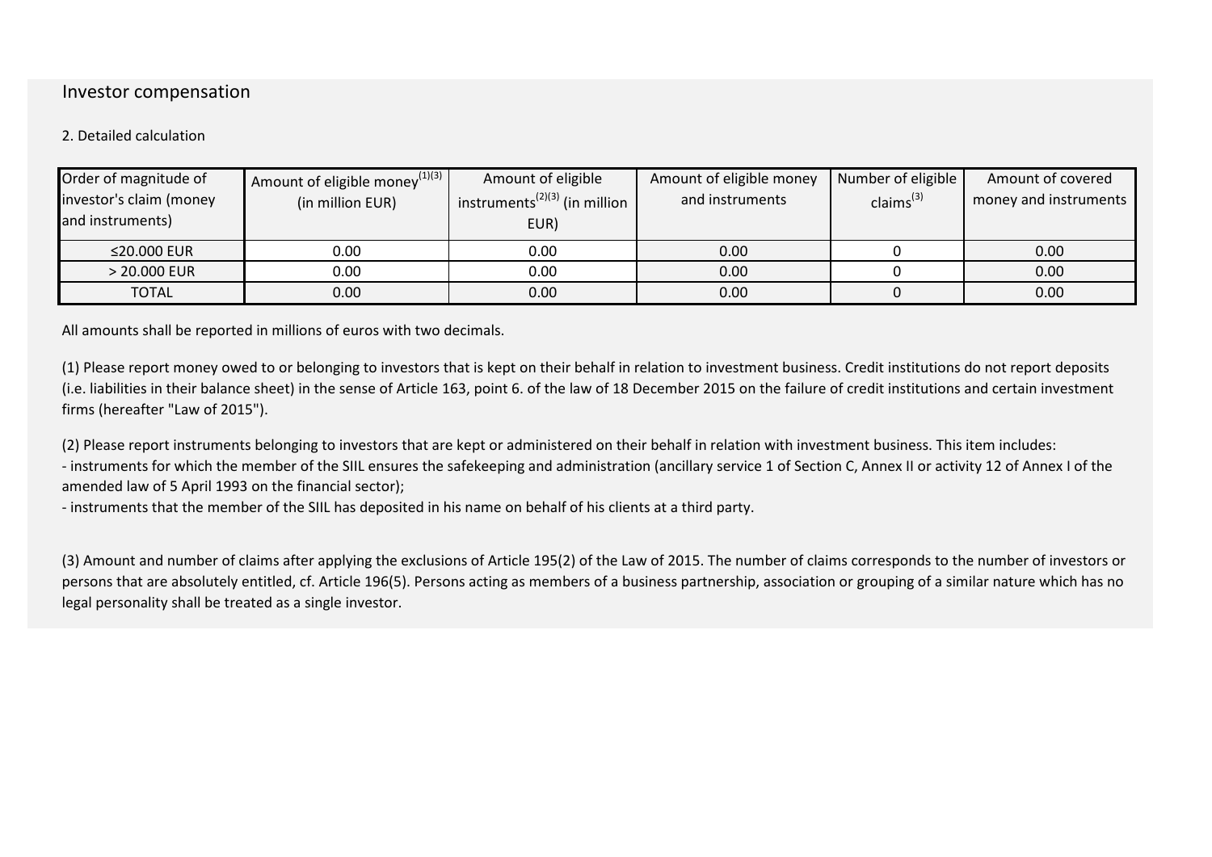## Investor compensation

2. Detailed calculation

| Order of magnitude of investor's claim (money and instruments) | Amount of eligible money[(1)(3)] (in million EUR) | Amount of eligible instruments[(2)(3)] (in million EUR) | Amount of eligible money and instruments | Number of eligible claims[(3)] | Amount of covered money and instruments |
|---|---|---|---|---|---|
| ≤20.000 EUR | 0.00 | 0.00 | 0.00 | 0 | 0.00 |
| > 20.000 EUR | 0.00 | 0.00 | 0.00 | 0 | 0.00 |
| TOTAL | 0.00 | 0.00 | 0.00 | 0 | 0.00 |

All amounts shall be reported in millions of euros with two decimals.

(1) Please report money owed to or belonging to investors that is kept on their behalf in relation to investment business. Credit institutions do not report deposits (i.e. liabilities in their balance sheet) in the sense of Article 163, point 6. of the law of 18 December 2015 on the failure of credit institutions and certain investment firms (hereafter "Law of 2015").

(2) Please report instruments belonging to investors that are kept or administered on their behalf in relation with investment business. This item includes:
- instruments for which the member of the SIIL ensures the safekeeping and administration (ancillary service 1 of Section C, Annex II or activity 12 of Annex I of the amended law of 5 April 1993 on the financial sector);
- instruments that the member of the SIIL has deposited in his name on behalf of his clients at a third party.

(3) Amount and number of claims after applying the exclusions of Article 195(2) of the Law of 2015. The number of claims corresponds to the number of investors or persons that are absolutely entitled, cf. Article 196(5). Persons acting as members of a business partnership, association or grouping of a similar nature which has no legal personality shall be treated as a single investor.